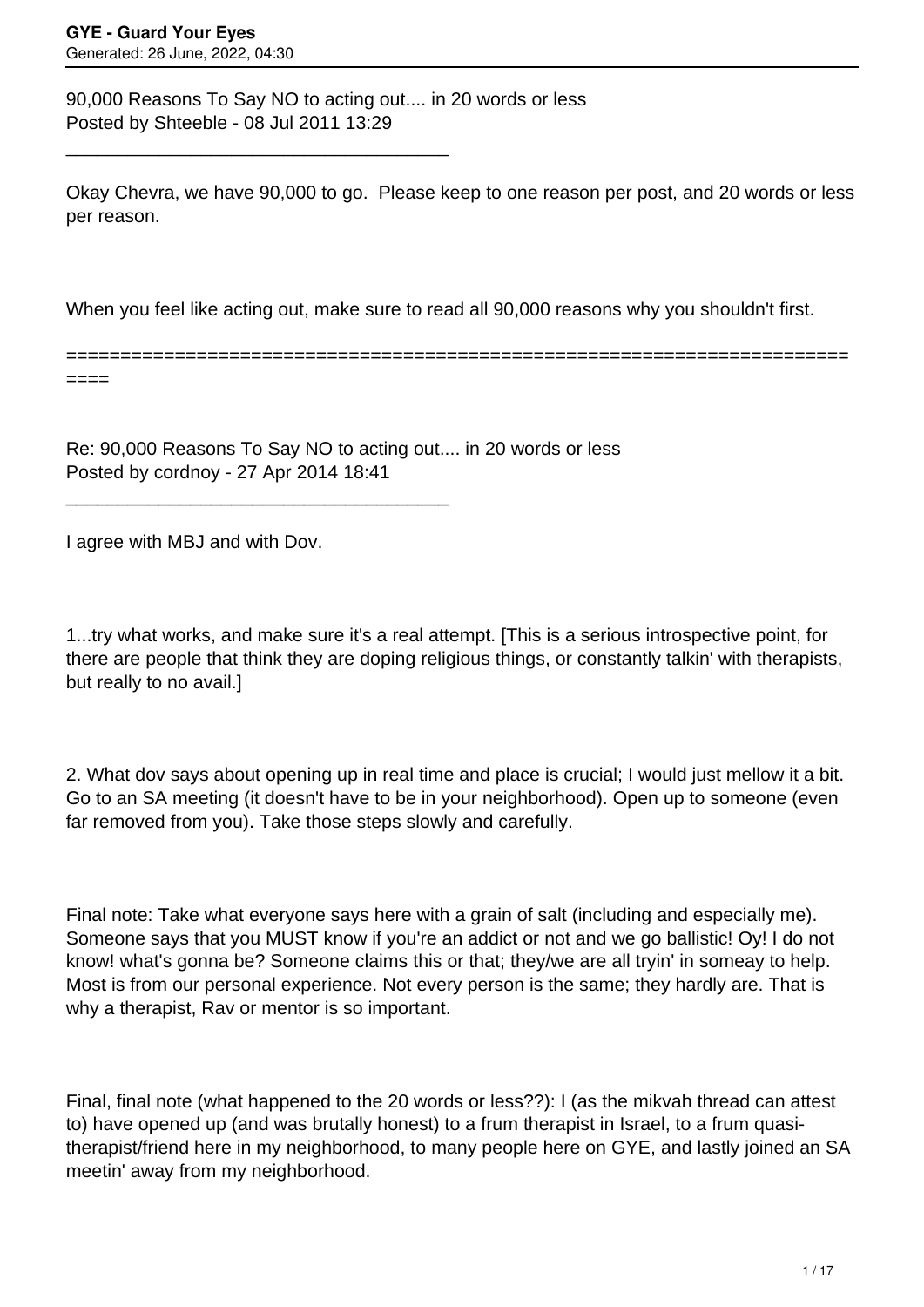90,000 Reasons To Say NO to acting out.... in 20 words or less
Posted by Shteeble - 08 Jul 2011 13:29

---

Okay Chevra, we have 90,000 to go. Please keep to one reason per post, and 20 words or less per reason.

When you feel like acting out, make sure to read all 90,000 reasons why you shouldn't first.

===========================================================================

Re: 90,000 Reasons To Say NO to acting out.... in 20 words or less
Posted by cordnoy - 27 Apr 2014 18:41

---

I agree with MBJ and with Dov.

1...try what works, and make sure it's a real attempt. [This is a serious introspective point, for there are people that think they are doping religious things, or constantly talkin' with therapists, but really to no avail.]

2. What dov says about opening up in real time and place is crucial; I would just mellow it a bit. Go to an SA meeting (it doesn't have to be in your neighborhood). Open up to someone (even far removed from you). Take those steps slowly and carefully.

Final note: Take what everyone says here with a grain of salt (including and especially me). Someone says that you MUST know if you're an addict or not and we go ballistic! Oy! I do not know! what's gonna be? Someone claims this or that; they/we are all tryin' in someay to help. Most is from our personal experience. Not every person is the same; they hardly are. That is why a therapist, Rav or mentor is so important.

Final, final note (what happened to the 20 words or less??): I (as the mikvah thread can attest to) have opened up (and was brutally honest) to a frum therapist in Israel, to a frum quasi-therapist/friend here in my neighborhood, to many people here on GYE, and lastly joined an SA meetin' away from my neighborhood.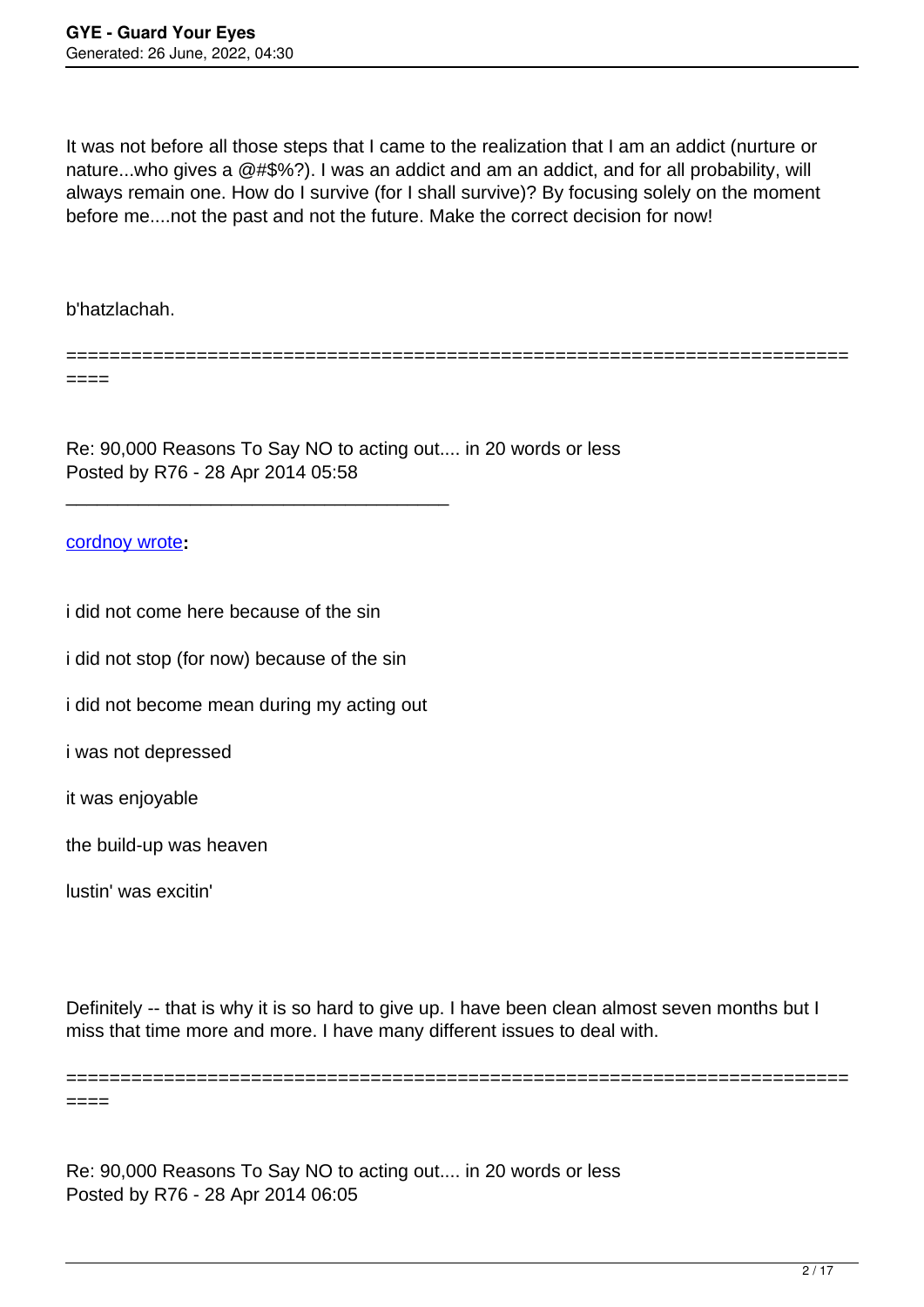It was not before all those steps that I came to the realization that I am an addict (nurture or nature...who gives a @#$%?). I was an addict and am an addict, and for all probability, will always remain one. How do I survive (for I shall survive)? By focusing solely on the moment before me....not the past and not the future. Make the correct decision for now!

b'hatzlachah.

========================================================================

Re: 90,000 Reasons To Say NO to acting out.... in 20 words or less
Posted by R76 - 28 Apr 2014 05:58

_____________________________________

**cordnoy wrote:**

i did not come here because of the sin

i did not stop (for now) because of the sin

i did not become mean during my acting out

i was not depressed

it was enjoyable

the build-up was heaven

lustin' was excitin'

Definitely -- that is why it is so hard to give up. I have been clean almost seven months but I miss that time more and more. I have many different issues to deal with.

========================================================================

Re: 90,000 Reasons To Say NO to acting out.... in 20 words or less
Posted by R76 - 28 Apr 2014 06:05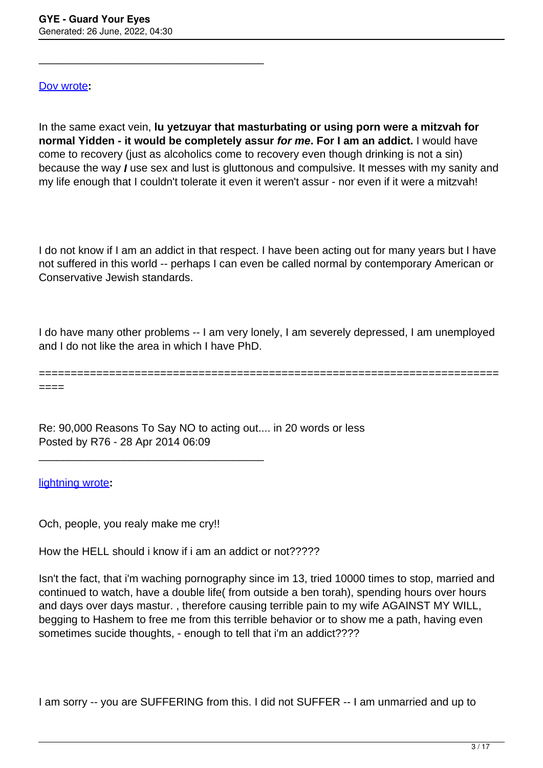---

[Dov wrote](#):

In the same exact vein, **lu yetzuyar that masturbating or using porn were a mitzvah for normal Yidden - it would be completely assur *for me*. For I am an addict.** I would have come to recovery (just as alcoholics come to recovery even though drinking is not a sin) because the way ***I*** use sex and lust is gluttonous and compulsive. It messes with my sanity and my life enough that I couldn't tolerate it even it weren't assur - nor even if it were a mitzvah!

I do not know if I am an addict in that respect. I have been acting out for many years but I have not suffered in this world -- perhaps I can even be called normal by contemporary American or Conservative Jewish standards.

I do have many other problems -- I am very lonely, I am severely depressed, I am unemployed and I do not like the area in which I have PhD.

============================================================================

Re: 90,000 Reasons To Say NO to acting out.... in 20 words or less
Posted by R76 - 28 Apr 2014 06:09

---

[lightning wrote](#):

Och, people, you realy make me cry!!

How the HELL should i know if i am an addict or not?????

Isn't the fact, that i'm waching pornography since im 13, tried 10000 times to stop, married and continued to watch, have a double life( from outside a ben torah), spending hours over hours and days over days mastur. , therefore causing terrible pain to my wife AGAINST MY WILL, begging to Hashem to free me from this terrible behavior or to show me a path, having even sometimes sucide thoughts, - enough to tell that i'm an addict????

I am sorry -- you are SUFFERING from this. I did not SUFFER -- I am unmarried and up to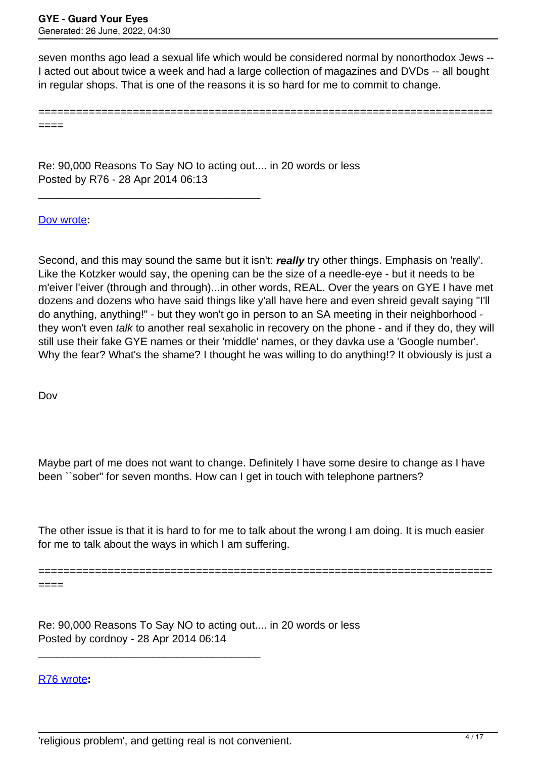seven months ago lead a sexual life which would be considered normal by nonorthodox Jews -- I acted out about twice a week and had a large collection of magazines and DVDs -- all bought in regular shops. That is one of the reasons it is so hard for me to commit to change.

============================================================================

Re: 90,000 Reasons To Say NO to acting out.... in 20 words or less
Posted by R76 - 28 Apr 2014 06:13

---

Dov wrote**:**

> Second, and this may sound the same but it isn't: ***really*** try other things. Emphasis on 'really'. Like the Kotzker would say, the opening can be the size of a needle-eye - but it needs to be m'eiver l'eiver (through and through)...in other words, REAL. Over the years on GYE I have met dozens and dozens who have said things like y'all have here and even shreid gevalt saying "I'll do anything, anything!" - but they won't go in person to an SA meeting in their neighborhood - they won't even *talk* to another real sexaholic in recovery on the phone - and if they do, they will still use their fake GYE names or their 'middle' names, or they davka use a 'Google number'. Why the fear? What's the shame? I thought he was willing to do anything!? It obviously is just a 'religious problem', and getting real is not convenient.
>
> Dov

Maybe part of me does not want to change. Definitely I have some desire to change as I have been ``sober'' for seven months. How can I get in touch with telephone partners?

The other issue is that it is hard to for me to talk about the wrong I am doing. It is much easier for me to talk about the ways in which I am suffering.

============================================================================

Re: 90,000 Reasons To Say NO to acting out.... in 20 words or less
Posted by cordnoy - 28 Apr 2014 06:14

---

R76 wrote**:**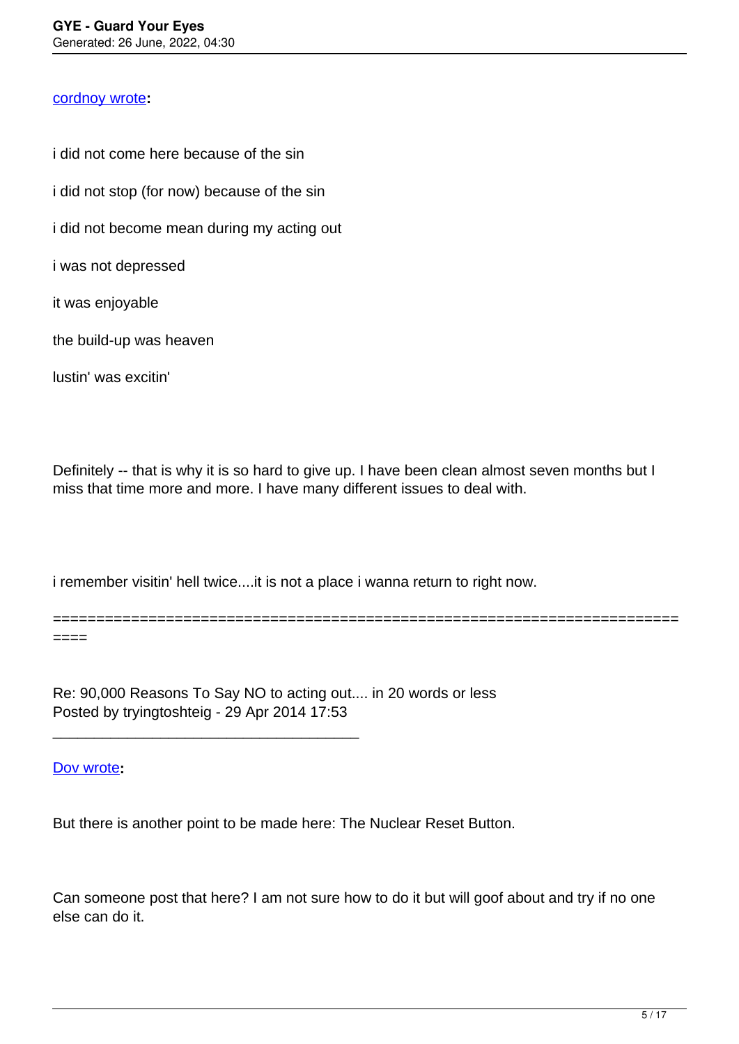cordnoy wrote**:**

i did not come here because of the sin

i did not stop (for now) because of the sin

i did not become mean during my acting out

i was not depressed

it was enjoyable

the build-up was heaven

lustin' was excitin'

Definitely -- that is why it is so hard to give up. I have been clean almost seven months but I miss that time more and more. I have many different issues to deal with.

i remember visitin' hell twice....it is not a place i wanna return to right now.

============================================================================

Re: 90,000 Reasons To Say NO to acting out.... in 20 words or less
Posted by tryingtoshteig - 29 Apr 2014 17:53

---

Dov wrote**:**

But there is another point to be made here: The Nuclear Reset Button.

Can someone post that here? I am not sure how to do it but will goof about and try if no one else can do it.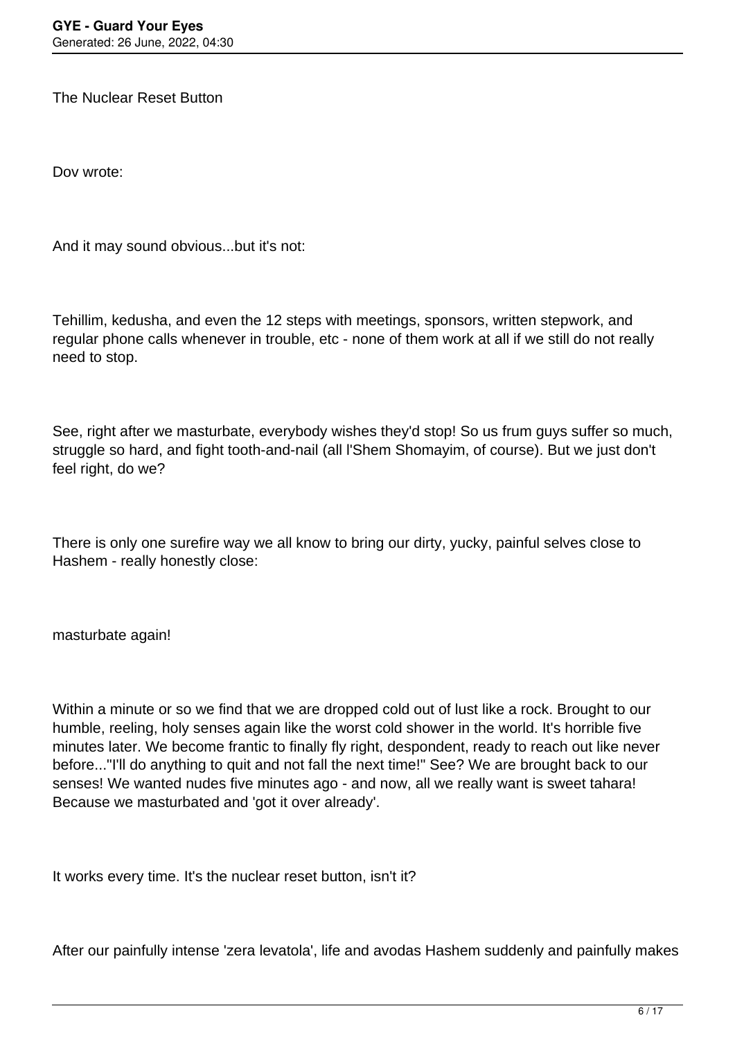The Nuclear Reset Button

Dov wrote:

And it may sound obvious...but it's not:

Tehillim, kedusha, and even the 12 steps with meetings, sponsors, written stepwork, and regular phone calls whenever in trouble, etc - none of them work at all if we still do not really need to stop.

See, right after we masturbate, everybody wishes they'd stop! So us frum guys suffer so much, struggle so hard, and fight tooth-and-nail (all l'Shem Shomayim, of course). But we just don't feel right, do we?

There is only one surefire way we all know to bring our dirty, yucky, painful selves close to Hashem - really honestly close:

masturbate again!

Within a minute or so we find that we are dropped cold out of lust like a rock. Brought to our humble, reeling, holy senses again like the worst cold shower in the world. It's horrible five minutes later. We become frantic to finally fly right, despondent, ready to reach out like never before..."I'll do anything to quit and not fall the next time!" See? We are brought back to our senses! We wanted nudes five minutes ago - and now, all we really want is sweet tahara! Because we masturbated and 'got it over already'.

It works every time. It's the nuclear reset button, isn't it?

After our painfully intense 'zera levatola', life and avodas Hashem suddenly and painfully makes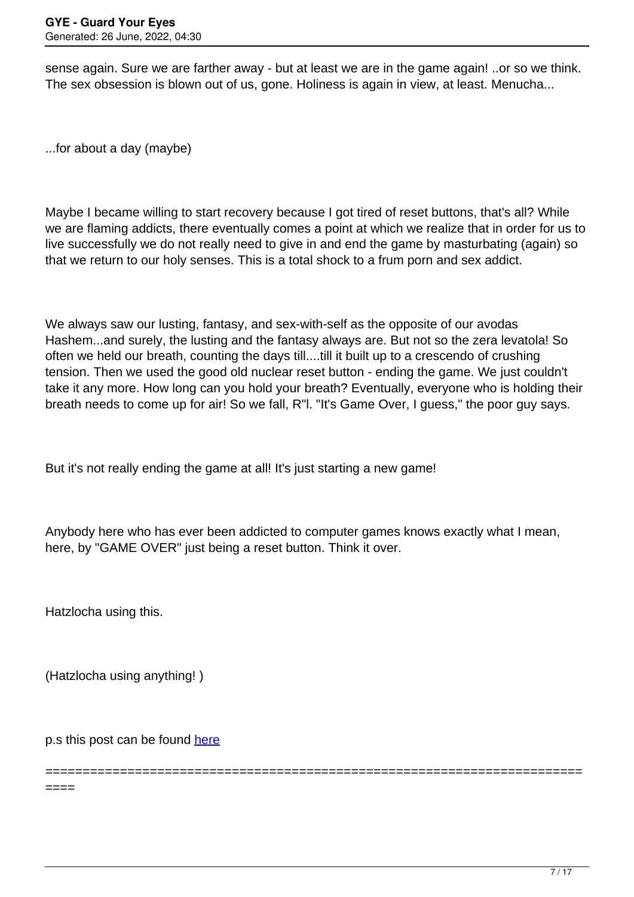sense again. Sure we are farther away - but at least we are in the game again! ..or so we think. The sex obsession is blown out of us, gone. Holiness is again in view, at least. Menucha...

...for about a day (maybe)

Maybe I became willing to start recovery because I got tired of reset buttons, that's all? While we are flaming addicts, there eventually comes a point at which we realize that in order for us to live successfully we do not really need to give in and end the game by masturbating (again) so that we return to our holy senses. This is a total shock to a frum porn and sex addict.

We always saw our lusting, fantasy, and sex-with-self as the opposite of our avodas Hashem...and surely, the lusting and the fantasy always are. But not so the zera levatola! So often we held our breath, counting the days till....till it built up to a crescendo of crushing tension. Then we used the good old nuclear reset button - ending the game. We just couldn't take it any more. How long can you hold your breath? Eventually, everyone who is holding their breath needs to come up for air! So we fall, R"l. "It's Game Over, I guess," the poor guy says.

But it's not really ending the game at all! It's just starting a new game!

Anybody here who has ever been addicted to computer games knows exactly what I mean, here, by "GAME OVER" just being a reset button. Think it over.

Hatzlocha using this.

(Hatzlocha using anything! )

p.s this post can be found [here]

============================================================================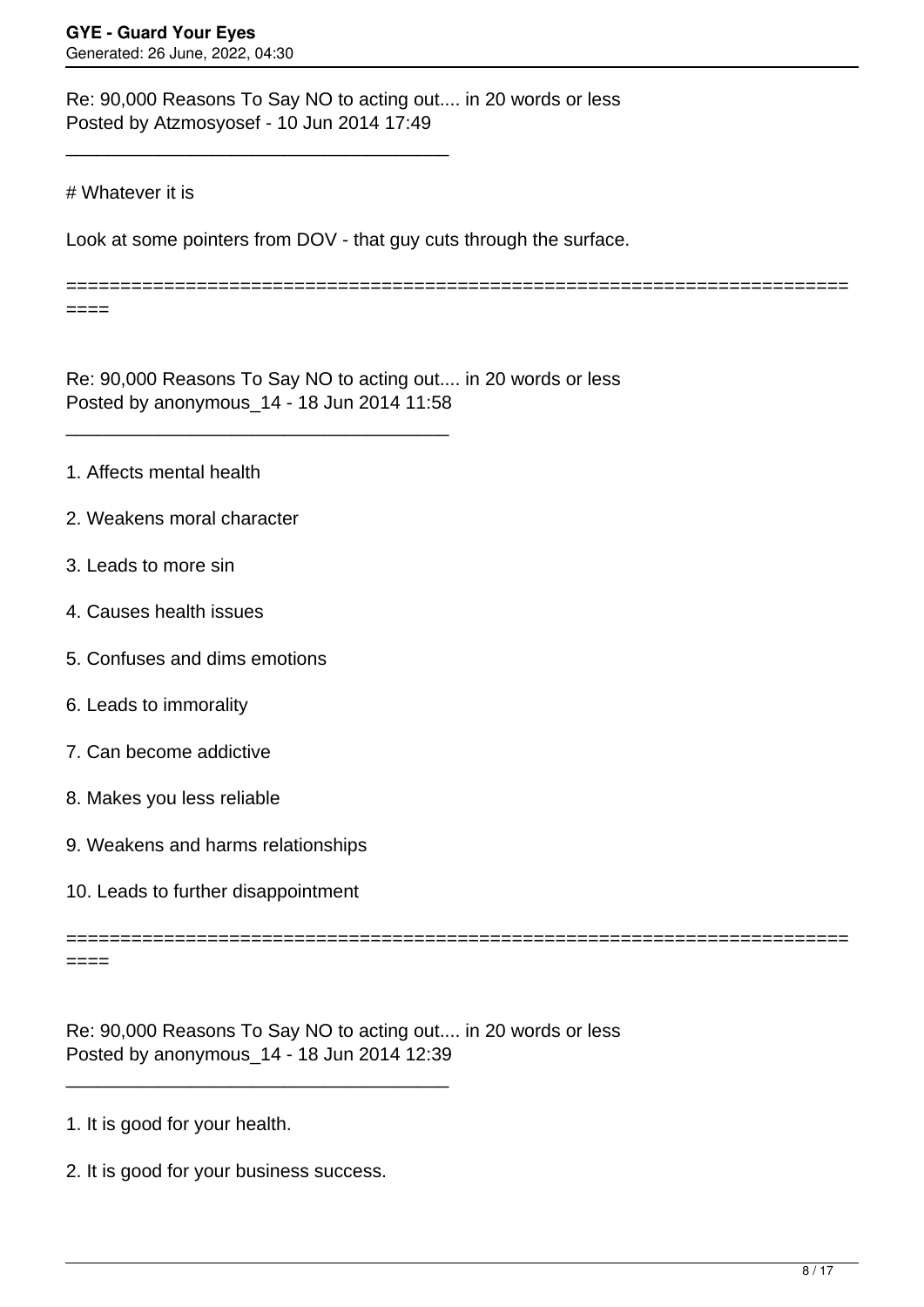Re: 90,000 Reasons To Say NO to acting out.... in 20 words or less
Posted by Atzmosyosef - 10 Jun 2014 17:49

---

# Whatever it is

Look at some pointers from DOV - that guy cuts through the surface.

---

Re: 90,000 Reasons To Say NO to acting out.... in 20 words or less
Posted by anonymous_14 - 18 Jun 2014 11:58

---

1. Affects mental health

2. Weakens moral character

3. Leads to more sin

4. Causes health issues

5. Confuses and dims emotions

6. Leads to immorality

7. Can become addictive

8. Makes you less reliable

9. Weakens and harms relationships

10. Leads to further disappointment

---

Re: 90,000 Reasons To Say NO to acting out.... in 20 words or less
Posted by anonymous_14 - 18 Jun 2014 12:39

---

1. It is good for your health.

2. It is good for your business success.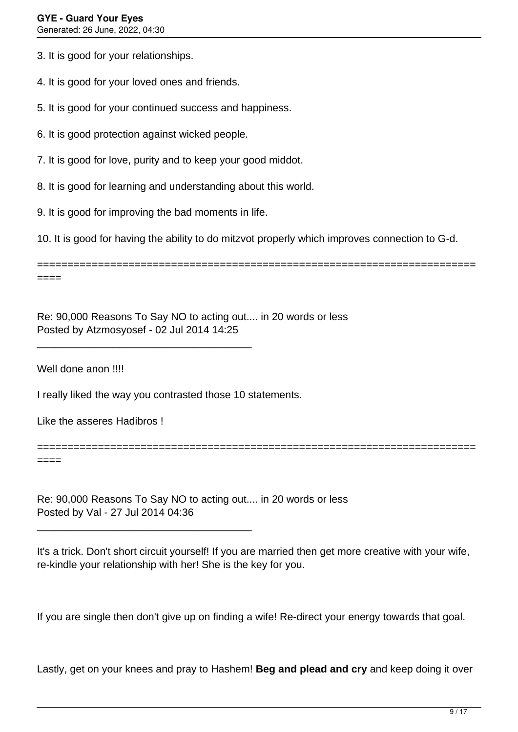3. It is good for your relationships.

4. It is good for your loved ones and friends.

5. It is good for your continued success and happiness.

6. It is good protection against wicked people.

7. It is good for love, purity and to keep your good middot.

8. It is good for learning and understanding about this world.

9. It is good for improving the bad moments in life.

10. It is good for having the ability to do mitzvot properly which improves connection to G-d.

============================================================================

Re: 90,000 Reasons To Say NO to acting out.... in 20 words or less
Posted by Atzmosyosef - 02 Jul 2014 14:25

---

Well done anon !!!!

I really liked the way you contrasted those 10 statements.

Like the asseres Hadibros !

============================================================================

Re: 90,000 Reasons To Say NO to acting out.... in 20 words or less
Posted by Val - 27 Jul 2014 04:36

---

It's a trick. Don't short circuit yourself! If you are married then get more creative with your wife, re-kindle your relationship with her! She is the key for you.

If you are single then don't give up on finding a wife! Re-direct your energy towards that goal.

Lastly, get on your knees and pray to Hashem! **Beg and plead and cry** and keep doing it over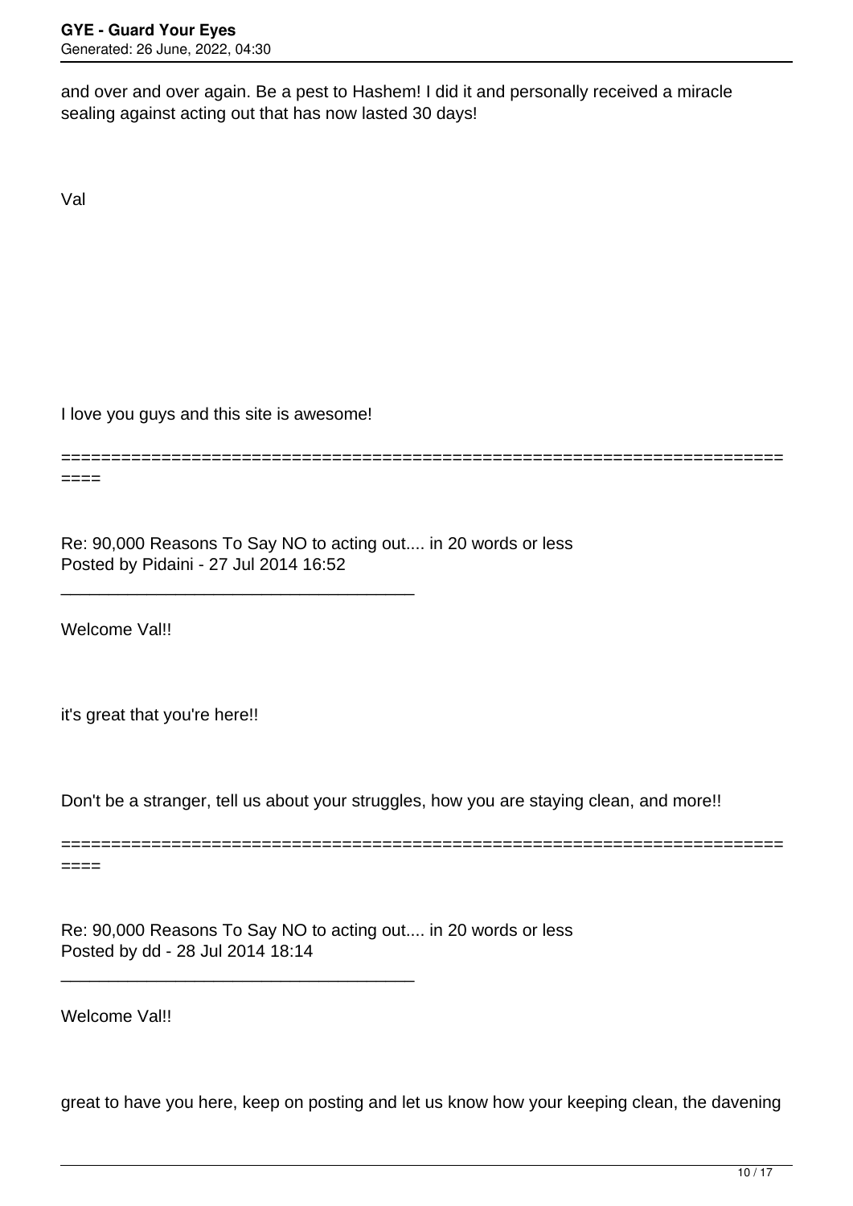and over and over again. Be a pest to Hashem! I did it and personally received a miracle sealing against acting out that has now lasted 30 days!

Val

I love you guys and this site is awesome!

============================================================================

Re: 90,000 Reasons To Say NO to acting out.... in 20 words or less
Posted by Pidaini - 27 Jul 2014 16:52

---

Welcome Val!!

it's great that you're here!!

Don't be a stranger, tell us about your struggles, how you are staying clean, and more!!

============================================================================

Re: 90,000 Reasons To Say NO to acting out.... in 20 words or less
Posted by dd - 28 Jul 2014 18:14

---

Welcome Val!!

great to have you here, keep on posting and let us know how your keeping clean, the davening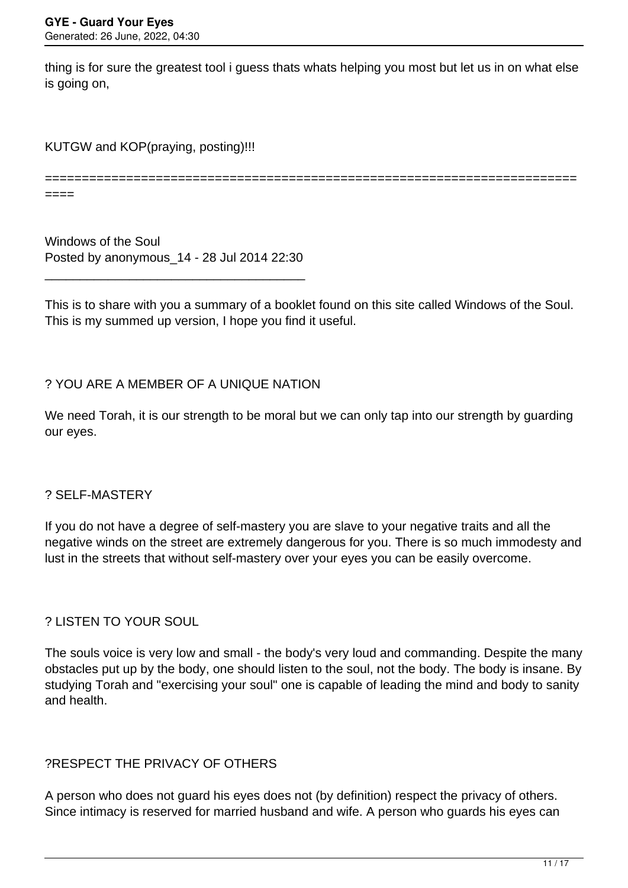thing is for sure the greatest tool i guess thats whats helping you most but let us in on what else is going on,

KUTGW and KOP(praying, posting)!!!

============================================================================

Windows of the Soul
Posted by anonymous_14 - 28 Jul 2014 22:30

_____________________________________

This is to share with you a summary of a booklet found on this site called Windows of the Soul. This is my summed up version, I hope you find it useful.

? YOU ARE A MEMBER OF A UNIQUE NATION

We need Torah, it is our strength to be moral but we can only tap into our strength by guarding our eyes.

? SELF-MASTERY

If you do not have a degree of self-mastery you are slave to your negative traits and all the negative winds on the street are extremely dangerous for you. There is so much immodesty and lust in the streets that without self-mastery over your eyes you can be easily overcome.

? LISTEN TO YOUR SOUL

The souls voice is very low and small - the body's very loud and commanding. Despite the many obstacles put up by the body, one should listen to the soul, not the body. The body is insane. By studying Torah and "exercising your soul" one is capable of leading the mind and body to sanity and health.

?RESPECT THE PRIVACY OF OTHERS

A person who does not guard his eyes does not (by definition) respect the privacy of others. Since intimacy is reserved for married husband and wife. A person who guards his eyes can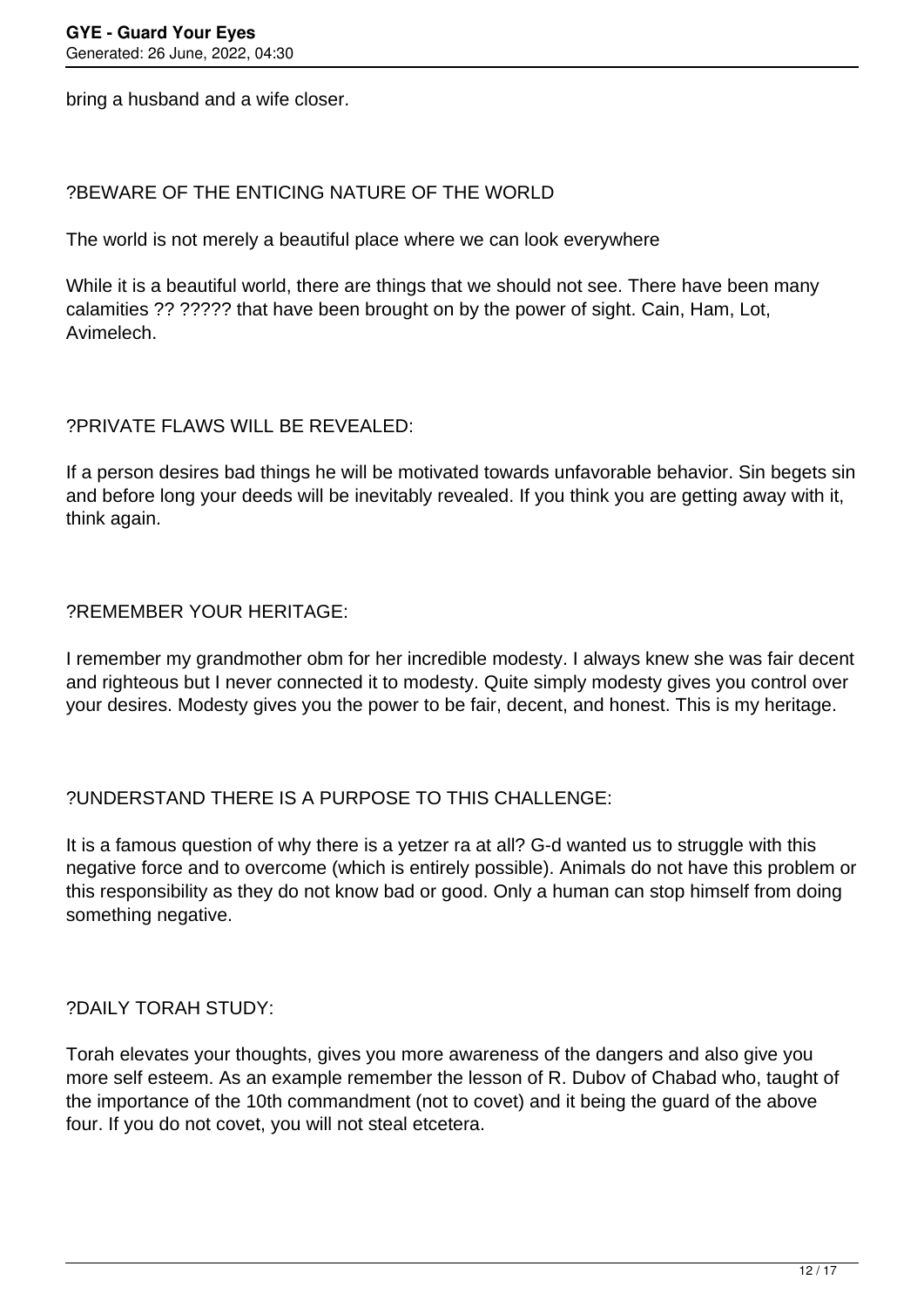bring a husband and a wife closer.

?BEWARE OF THE ENTICING NATURE OF THE WORLD

The world is not merely a beautiful place where we can look everywhere

While it is a beautiful world, there are things that we should not see. There have been many calamities ?? ????? that have been brought on by the power of sight. Cain, Ham, Lot, Avimelech.

?PRIVATE FLAWS WILL BE REVEALED:

If a person desires bad things he will be motivated towards unfavorable behavior. Sin begets sin and before long your deeds will be inevitably revealed. If you think you are getting away with it, think again.

?REMEMBER YOUR HERITAGE:

I remember my grandmother obm for her incredible modesty. I always knew she was fair decent and righteous but I never connected it to modesty. Quite simply modesty gives you control over your desires. Modesty gives you the power to be fair, decent, and honest. This is my heritage.

?UNDERSTAND THERE IS A PURPOSE TO THIS CHALLENGE:

It is a famous question of why there is a yetzer ra at all? G-d wanted us to struggle with this negative force and to overcome (which is entirely possible). Animals do not have this problem or this responsibility as they do not know bad or good. Only a human can stop himself from doing something negative.

?DAILY TORAH STUDY:

Torah elevates your thoughts, gives you more awareness of the dangers and also give you more self esteem. As an example remember the lesson of R. Dubov of Chabad who, taught of the importance of the 10th commandment (not to covet) and it being the guard of the above four. If you do not covet, you will not steal etcetera.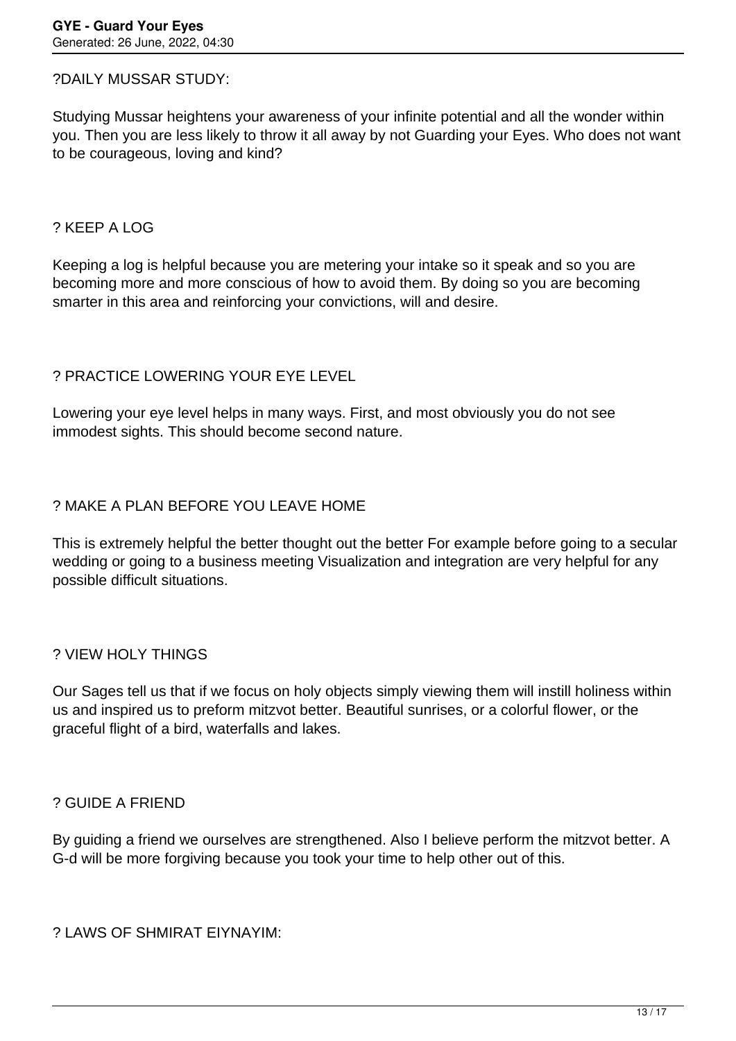?DAILY MUSSAR STUDY:

Studying Mussar heightens your awareness of your infinite potential and all the wonder within you. Then you are less likely to throw it all away by not Guarding your Eyes. Who does not want to be courageous, loving and kind?

? KEEP A LOG

Keeping a log is helpful because you are metering your intake so it speak and so you are becoming more and more conscious of how to avoid them. By doing so you are becoming smarter in this area and reinforcing your convictions, will and desire.

? PRACTICE LOWERING YOUR EYE LEVEL

Lowering your eye level helps in many ways. First, and most obviously you do not see immodest sights. This should become second nature.

? MAKE A PLAN BEFORE YOU LEAVE HOME

This is extremely helpful the better thought out the better For example before going to a secular wedding or going to a business meeting Visualization and integration are very helpful for any possible difficult situations.

? VIEW HOLY THINGS

Our Sages tell us that if we focus on holy objects simply viewing them will instill holiness within us and inspired us to preform mitzvot better. Beautiful sunrises, or a colorful flower, or the graceful flight of a bird, waterfalls and lakes.

? GUIDE A FRIEND

By guiding a friend we ourselves are strengthened. Also I believe perform the mitzvot better. A G-d will be more forgiving because you took your time to help other out of this.

? LAWS OF SHMIRAT EIYNAYIM: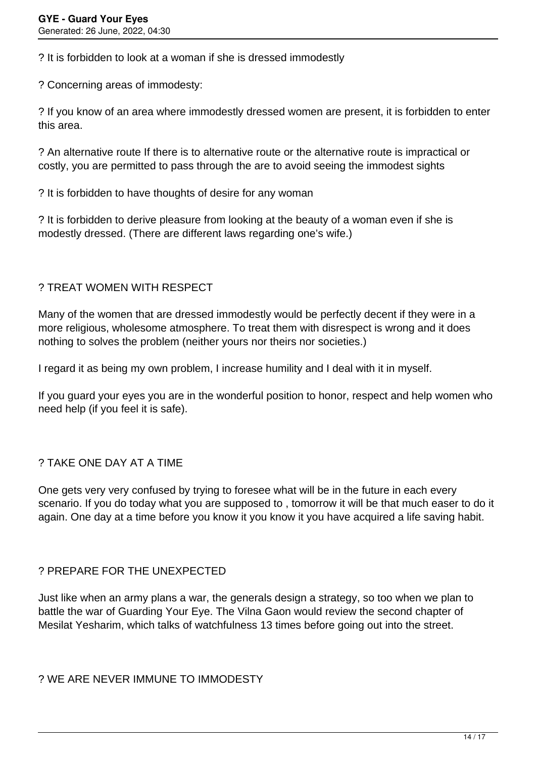? It is forbidden to look at a woman if she is dressed immodestly

? Concerning areas of immodesty:

? If you know of an area where immodestly dressed women are present, it is forbidden to enter this area.

? An alternative route If there is to alternative route or the alternative route is impractical or costly, you are permitted to pass through the are to avoid seeing the immodest sights

? It is forbidden to have thoughts of desire for any woman

? It is forbidden to derive pleasure from looking at the beauty of a woman even if she is modestly dressed. (There are different laws regarding one's wife.)

? TREAT WOMEN WITH RESPECT

Many of the women that are dressed immodestly would be perfectly decent if they were in a more religious, wholesome atmosphere. To treat them with disrespect is wrong and it does nothing to solves the problem (neither yours nor theirs nor societies.)

I regard it as being my own problem, I increase humility and I deal with it in myself.

If you guard your eyes you are in the wonderful position to honor, respect and help women who need help (if you feel it is safe).

? TAKE ONE DAY AT A TIME

One gets very very confused by trying to foresee what will be in the future in each every scenario. If you do today what you are supposed to , tomorrow it will be that much easer to do it again. One day at a time before you know it you know it you have acquired a life saving habit.

? PREPARE FOR THE UNEXPECTED

Just like when an army plans a war, the generals design a strategy, so too when we plan to battle the war of Guarding Your Eye. The Vilna Gaon would review the second chapter of Mesilat Yesharim, which talks of watchfulness 13 times before going out into the street.

? WE ARE NEVER IMMUNE TO IMMODESTY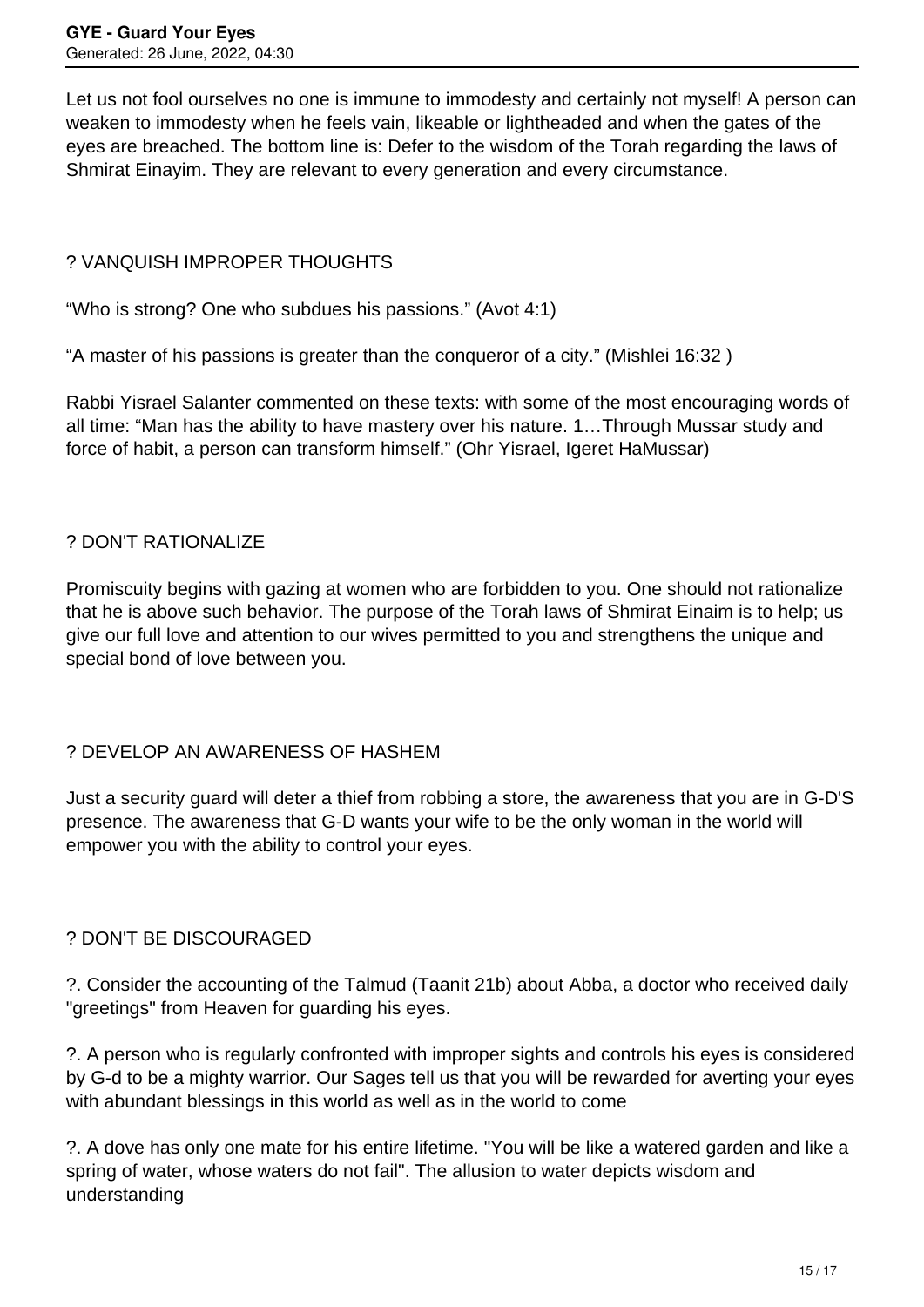Let us not fool ourselves no one is immune to immodesty and certainly not myself! A person can weaken to immodesty when he feels vain, likeable or lightheaded and when the gates of the eyes are breached. The bottom line is: Defer to the wisdom of the Torah regarding the laws of Shmirat Einayim. They are relevant to every generation and every circumstance.

? VANQUISH IMPROPER THOUGHTS

"Who is strong? One who subdues his passions." (Avot 4:1)

"A master of his passions is greater than the conqueror of a city." (Mishlei 16:32 )

Rabbi Yisrael Salanter commented on these texts: with some of the most encouraging words of all time: "Man has the ability to have mastery over his nature. 1…Through Mussar study and force of habit, a person can transform himself." (Ohr Yisrael, Igeret HaMussar)

? DON'T RATIONALIZE

Promiscuity begins with gazing at women who are forbidden to you. One should not rationalize that he is above such behavior. The purpose of the Torah laws of Shmirat Einaim is to help; us give our full love and attention to our wives permitted to you and strengthens the unique and special bond of love between you.

? DEVELOP AN AWARENESS OF HASHEM

Just a security guard will deter a thief from robbing a store, the awareness that you are in G-D'S presence. The awareness that G-D wants your wife to be the only woman in the world will empower you with the ability to control your eyes.

? DON'T BE DISCOURAGED

?. Consider the accounting of the Talmud (Taanit 21b) about Abba, a doctor who received daily "greetings" from Heaven for guarding his eyes.

?. A person who is regularly confronted with improper sights and controls his eyes is considered by G-d to be a mighty warrior. Our Sages tell us that you will be rewarded for averting your eyes with abundant blessings in this world as well as in the world to come

?. A dove has only one mate for his entire lifetime. "You will be like a watered garden and like a spring of water, whose waters do not fail". The allusion to water depicts wisdom and understanding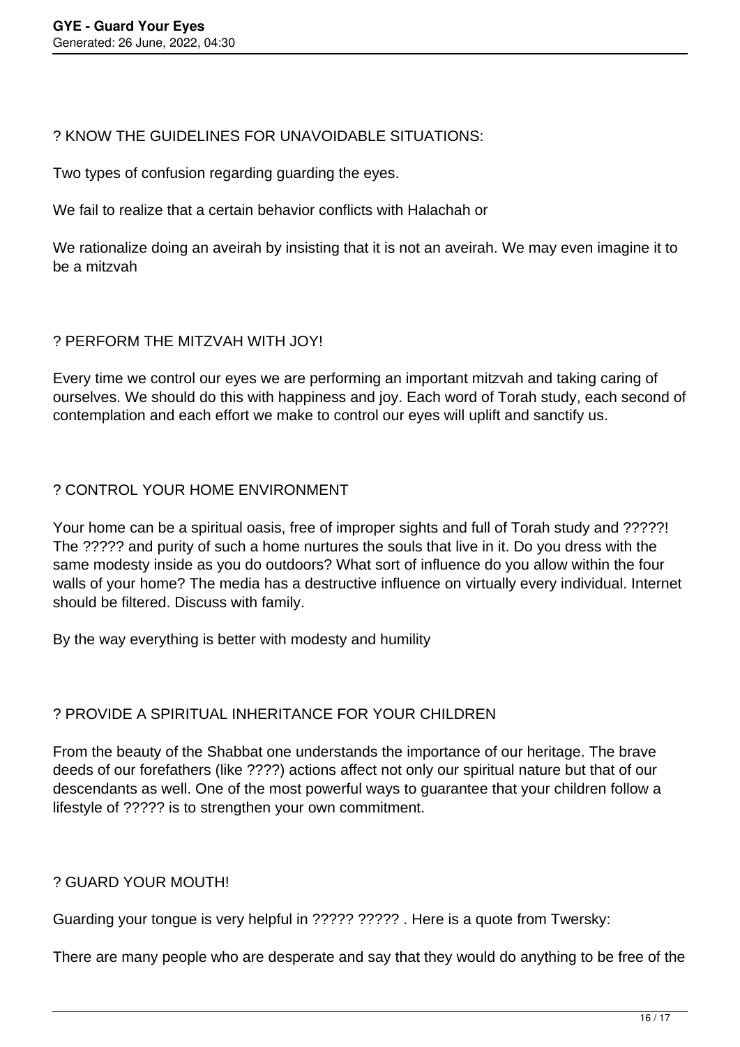? KNOW THE GUIDELINES FOR UNAVOIDABLE SITUATIONS:

Two types of confusion regarding guarding the eyes.

We fail to realize that a certain behavior conflicts with Halachah or

We rationalize doing an aveirah by insisting that it is not an aveirah. We may even imagine it to be a mitzvah

? PERFORM THE MITZVAH WITH JOY!

Every time we control our eyes we are performing an important mitzvah and taking caring of ourselves. We should do this with happiness and joy. Each word of Torah study, each second of contemplation and each effort we make to control our eyes will uplift and sanctify us.

? CONTROL YOUR HOME ENVIRONMENT

Your home can be a spiritual oasis, free of improper sights and full of Torah study and ?????! The ????? and purity of such a home nurtures the souls that live in it. Do you dress with the same modesty inside as you do outdoors? What sort of influence do you allow within the four walls of your home? The media has a destructive influence on virtually every individual. Internet should be filtered. Discuss with family.

By the way everything is better with modesty and humility

? PROVIDE A SPIRITUAL INHERITANCE FOR YOUR CHILDREN

From the beauty of the Shabbat one understands the importance of our heritage. The brave deeds of our forefathers (like ????) actions affect not only our spiritual nature but that of our descendants as well. One of the most powerful ways to guarantee that your children follow a lifestyle of ????? is to strengthen your own commitment.

? GUARD YOUR MOUTH!

Guarding your tongue is very helpful in ????? ????? . Here is a quote from Twersky:

There are many people who are desperate and say that they would do anything to be free of the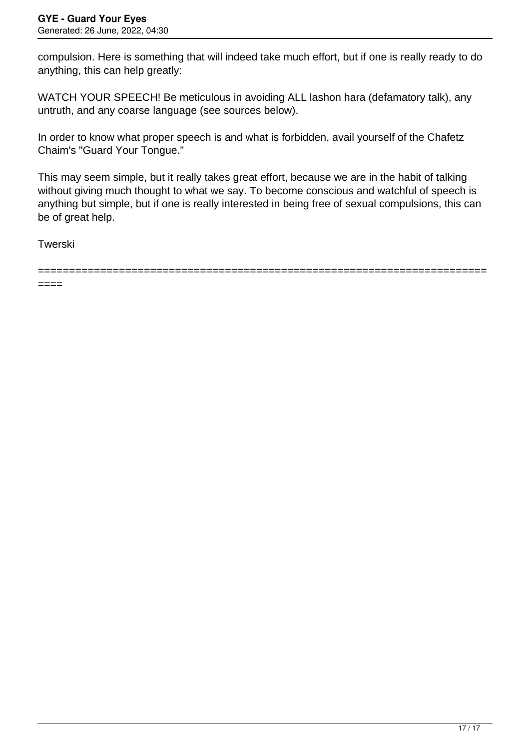compulsion. Here is something that will indeed take much effort, but if one is really ready to do anything, this can help greatly:

WATCH YOUR SPEECH! Be meticulous in avoiding ALL lashon hara (defamatory talk), any untruth, and any coarse language (see sources below).

In order to know what proper speech is and what is forbidden, avail yourself of the Chafetz Chaim's "Guard Your Tongue."

This may seem simple, but it really takes great effort, because we are in the habit of talking without giving much thought to what we say. To become conscious and watchful of speech is anything but simple, but if one is really interested in being free of sexual compulsions, this can be of great help.

Twerski

========================================================================